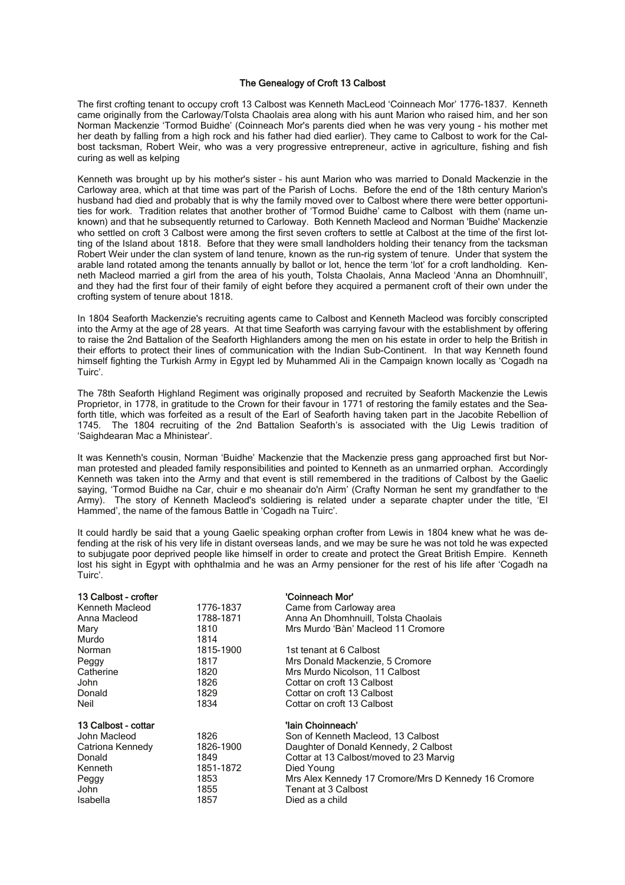# The Genealogy of Croft 13 Calbost

The first crofting tenant to occupy croft 13 Calbost was Kenneth MacLeod 'Coinneach Mor' 1776-1837. Kenneth came originally from the Carloway/Tolsta Chaolais area along with his aunt Marion who raised him, and her son Norman Mackenzie 'Tormod Buidhe' (Coinneach Mor's parents died when he was very young - his mother met her death by falling from a high rock and his father had died earlier). They came to Calbost to work for the Calbost tacksman, Robert Weir, who was a very progressive entrepreneur, active in agriculture, fishing and fish curing as well as kelping

Kenneth was brought up by his mother's sister – his aunt Marion who was married to Donald Mackenzie in the Carloway area, which at that time was part of the Parish of Lochs. Before the end of the 18th century Marion's husband had died and probably that is why the family moved over to Calbost where there were better opportunities for work. Tradition relates that another brother of 'Tormod Buidhe' came to Calbost with them (name unknown) and that he subsequently returned to Carloway. Both Kenneth Macleod and Norman 'Buidhe' Mackenzie who settled on croft 3 Calbost were among the first seven crofters to settle at Calbost at the time of the first lotting of the Island about 1818. Before that they were small landholders holding their tenancy from the tacksman Robert Weir under the clan system of land tenure, known as the run-rig system of tenure. Under that system the arable land rotated among the tenants annually by ballot or lot, hence the term 'lot' for a croft landholding. Kenneth Macleod married a girl from the area of his youth, Tolsta Chaolais, Anna Macleod 'Anna an Dhomhnuill', and they had the first four of their family of eight before they acquired a permanent croft of their own under the crofting system of tenure about 1818.

In 1804 Seaforth Mackenzie's recruiting agents came to Calbost and Kenneth Macleod was forcibly conscripted into the Army at the age of 28 years. At that time Seaforth was carrying favour with the establishment by offering to raise the 2nd Battalion of the Seaforth Highlanders among the men on his estate in order to help the British in their efforts to protect their lines of communication with the Indian Sub-Continent. In that way Kenneth found himself fighting the Turkish Army in Egypt led by Muhammed Ali in the Campaign known locally as 'Cogadh na Tuirc'.

The 78th Seaforth Highland Regiment was originally proposed and recruited by Seaforth Mackenzie the Lewis Proprietor, in 1778, in gratitude to the Crown for their favour in 1771 of restoring the family estates and the Seaforth title, which was forfeited as a result of the Earl of Seaforth having taken part in the Jacobite Rebellion of 1745. The 1804 recruiting of the 2nd Battalion Seaforth's is associated with the Uig Lewis tradition of 'Saighdearan Mac a Mhinistear'.

It was Kenneth's cousin, Norman 'Buidhe' Mackenzie that the Mackenzie press gang approached first but Norman protested and pleaded family responsibilities and pointed to Kenneth as an unmarried orphan. Accordingly Kenneth was taken into the Army and that event is still remembered in the traditions of Calbost by the Gaelic saying, 'Tormod Buidhe na Car, chuir e mo sheanair do'n Airm' (Crafty Norman he sent my grandfather to the Army). The story of Kenneth Macleod's soldiering is related under a separate chapter under the title, 'El Hammed', the name of the famous Battle in 'Cogadh na Tuirc'.

It could hardly be said that a young Gaelic speaking orphan crofter from Lewis in 1804 knew what he was defending at the risk of his very life in distant overseas lands, and we may be sure he was not told he was expected to subjugate poor deprived people like himself in order to create and protect the Great British Empire. Kenneth lost his sight in Egypt with ophthalmia and he was an Army pensioner for the rest of his life after 'Cogadh na Tuirc'.

| **13 Calbost - crofter** | | **'Coinneach Mor'** |
|---|---|---|
| Kenneth Macleod | 1776-1837 | Came from Carloway area |
| Anna Macleod | 1788-1871 | Anna An Dhomhnuill, Tolsta Chaolais |
| Mary | 1810 | Mrs Murdo 'Bàn' Macleod 11 Cromore |
| Murdo | 1814 | |
| Norman | 1815-1900 | 1st tenant at 6 Calbost |
| Peggy | 1817 | Mrs Donald Mackenzie, 5 Cromore |
| Catherine | 1820 | Mrs Murdo Nicolson, 11 Calbost |
| John | 1826 | Cottar on croft 13 Calbost |
| Donald | 1829 | Cottar on croft 13 Calbost |
| Neil | 1834 | Cottar on croft 13 Calbost |

| **13 Calbost - cottar** | | **'Iain Choinneach'** |
|---|---|---|
| John Macleod | 1826 | Son of Kenneth Macleod, 13 Calbost |
| Catriona Kennedy | 1826-1900 | Daughter of Donald Kennedy, 2 Calbost |
| Donald | 1849 | Cottar at 13 Calbost/moved to 23 Marvig |
| Kenneth | 1851-1872 | Died Young |
| Peggy | 1853 | Mrs Alex Kennedy 17 Cromore/Mrs D Kennedy 16 Cromore |
| John | 1855 | Tenant at 3 Calbost |
| Isabella | 1857 | Died as a child |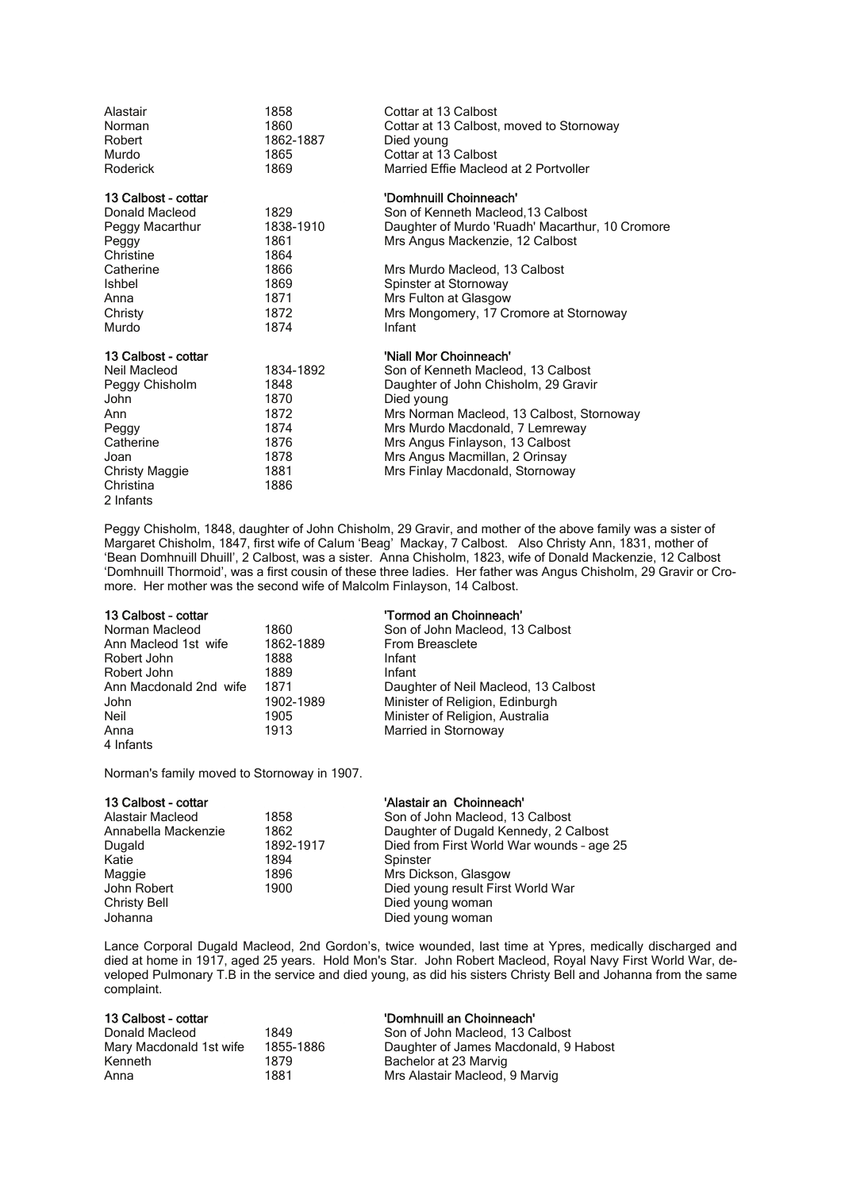| | | |
|---|---|---|
| Alastair | 1858 | Cottar at 13 Calbost |
| Norman | 1860 | Cottar at 13 Calbost, moved to Stornoway |
| Robert | 1862-1887 | Died young |
| Murdo | 1865 | Cottar at 13 Calbost |
| Roderick | 1869 | Married Effie Macleod at 2 Portvoller |

| **13 Calbost - cottar** | | **'Domhnuill Choinneach'** |
|---|---|---|
| Donald Macleod | 1829 | Son of Kenneth Macleod,13 Calbost |
| Peggy Macarthur | 1838-1910 | Daughter of Murdo 'Ruadh' Macarthur, 10 Cromore |
| Peggy | 1861 | Mrs Angus Mackenzie, 12 Calbost |
| Christine | 1864 | |
| Catherine | 1866 | Mrs Murdo Macleod, 13 Calbost |
| Ishbel | 1869 | Spinster at Stornoway |
| Anna | 1871 | Mrs Fulton at Glasgow |
| Christy | 1872 | Mrs Mongomery, 17 Cromore at Stornoway |
| Murdo | 1874 | Infant |

| **13 Calbost - cottar** | | **'Niall Mor Choinneach'** |
|---|---|---|
| Neil Macleod | 1834-1892 | Son of Kenneth Macleod, 13 Calbost |
| Peggy Chisholm | 1848 | Daughter of John Chisholm, 29 Gravir |
| John | 1870 | Died young |
| Ann | 1872 | Mrs Norman Macleod, 13 Calbost, Stornoway |
| Peggy | 1874 | Mrs Murdo Macdonald, 7 Lemreway |
| Catherine | 1876 | Mrs Angus Finlayson, 13 Calbost |
| Joan | 1878 | Mrs Angus Macmillan, 2 Orinsay |
| Christy Maggie | 1881 | Mrs Finlay Macdonald, Stornoway |
| Christina | 1886 | |
| 2 Infants | | |

Peggy Chisholm, 1848, daughter of John Chisholm, 29 Gravir, and mother of the above family was a sister of Margaret Chisholm, 1847, first wife of Calum 'Beag' Mackay, 7 Calbost. Also Christy Ann, 1831, mother of 'Bean Domhnuill Dhuill', 2 Calbost, was a sister. Anna Chisholm, 1823, wife of Donald Mackenzie, 12 Calbost 'Domhnuill Thormoid', was a first cousin of these three ladies. Her father was Angus Chisholm, 29 Gravir or Cromore. Her mother was the second wife of Malcolm Finlayson, 14 Calbost.

| **13 Calbost - cottar** | | **'Tormod an Choinneach'** |
|---|---|---|
| Norman Macleod | 1860 | Son of John Macleod, 13 Calbost |
| Ann Macleod 1st wife | 1862-1889 | From Breasclete |
| Robert John | 1888 | Infant |
| Robert John | 1889 | Infant |
| Ann Macdonald 2nd wife | 1871 | Daughter of Neil Macleod, 13 Calbost |
| John | 1902-1989 | Minister of Religion, Edinburgh |
| Neil | 1905 | Minister of Religion, Australia |
| Anna | 1913 | Married in Stornoway |
| 4 Infants | | |

Norman's family moved to Stornoway in 1907.

| **13 Calbost - cottar** | | **'Alastair an Choinneach'** |
|---|---|---|
| Alastair Macleod | 1858 | Son of John Macleod, 13 Calbost |
| Annabella Mackenzie | 1862 | Daughter of Dugald Kennedy, 2 Calbost |
| Dugald | 1892-1917 | Died from First World War wounds - age 25 |
| Katie | 1894 | Spinster |
| Maggie | 1896 | Mrs Dickson, Glasgow |
| John Robert | 1900 | Died young result First World War |
| Christy Bell | | Died young woman |
| Johanna | | Died young woman |

Lance Corporal Dugald Macleod, 2nd Gordon's, twice wounded, last time at Ypres, medically discharged and died at home in 1917, aged 25 years. Hold Mon's Star. John Robert Macleod, Royal Navy First World War, developed Pulmonary T.B in the service and died young, as did his sisters Christy Bell and Johanna from the same complaint.

| **13 Calbost - cottar** | | **'Domhnuill an Choinneach'** |
|---|---|---|
| Donald Macleod | 1849 | Son of John Macleod, 13 Calbost |
| Mary Macdonald 1st wife | 1855-1886 | Daughter of James Macdonald, 9 Habost |
| Kenneth | 1879 | Bachelor at 23 Marvig |
| Anna | 1881 | Mrs Alastair Macleod, 9 Marvig |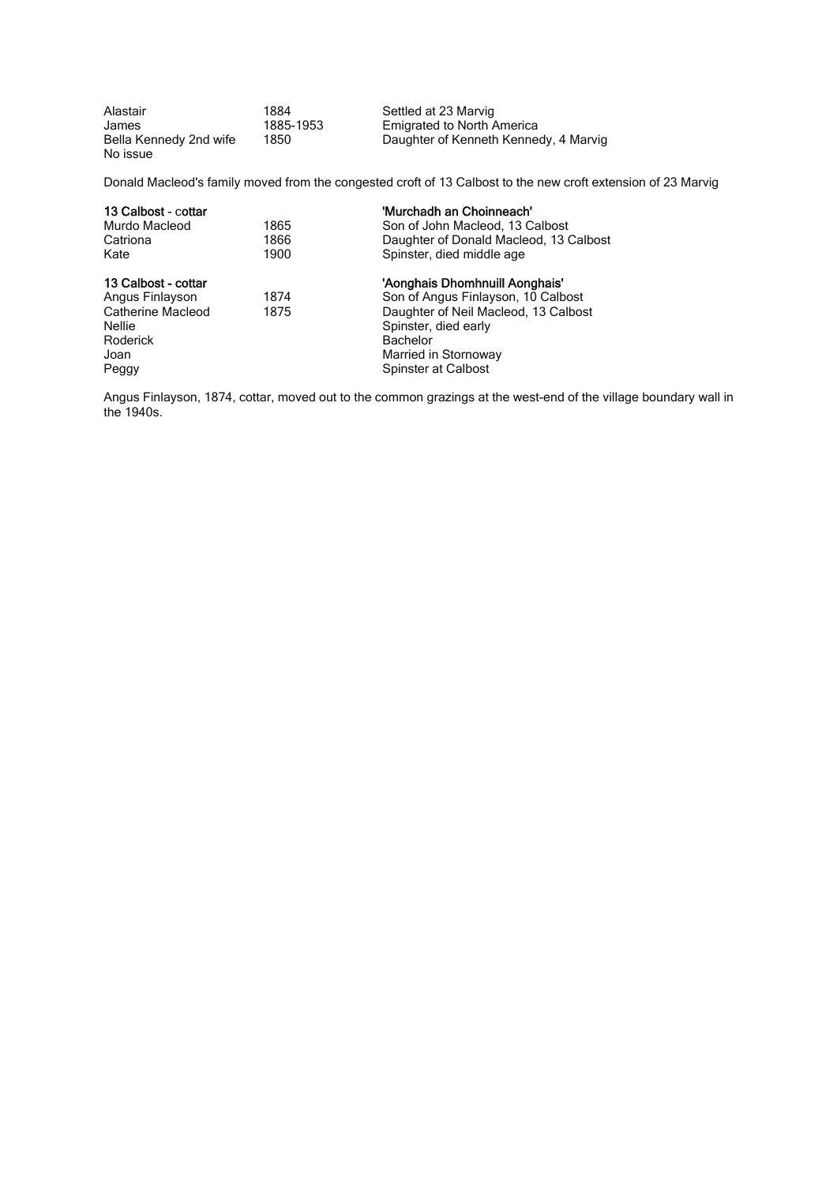| | | |
|---|---|---|
| Alastair | 1884 | Settled at 23 Marvig |
| James | 1885-1953 | Emigrated to North America |
| Bella Kennedy 2nd wife | 1850 | Daughter of Kenneth Kennedy, 4 Marvig |
| No issue | | |

Donald Macleod's family moved from the congested croft of 13 Calbost to the new croft extension of 23 Marvig

| **13 Calbost - cottar** | | **'Murchadh an Choinneach'** |
|---|---|---|
| Murdo Macleod | 1865 | Son of John Macleod, 13 Calbost |
| Catriona | 1866 | Daughter of Donald Macleod, 13 Calbost |
| Kate | 1900 | Spinster, died middle age |

| **13 Calbost - cottar** | | **'Aonghais Dhomhnuill Aonghais'** |
|---|---|---|
| Angus Finlayson | 1874 | Son of Angus Finlayson, 10 Calbost |
| Catherine Macleod | 1875 | Daughter of Neil Macleod, 13 Calbost |
| Nellie | | Spinster, died early |
| Roderick | | Bachelor |
| Joan | | Married in Stornoway |
| Peggy | | Spinster at Calbost |

Angus Finlayson, 1874, cottar, moved out to the common grazings at the west-end of the village boundary wall in the 1940s.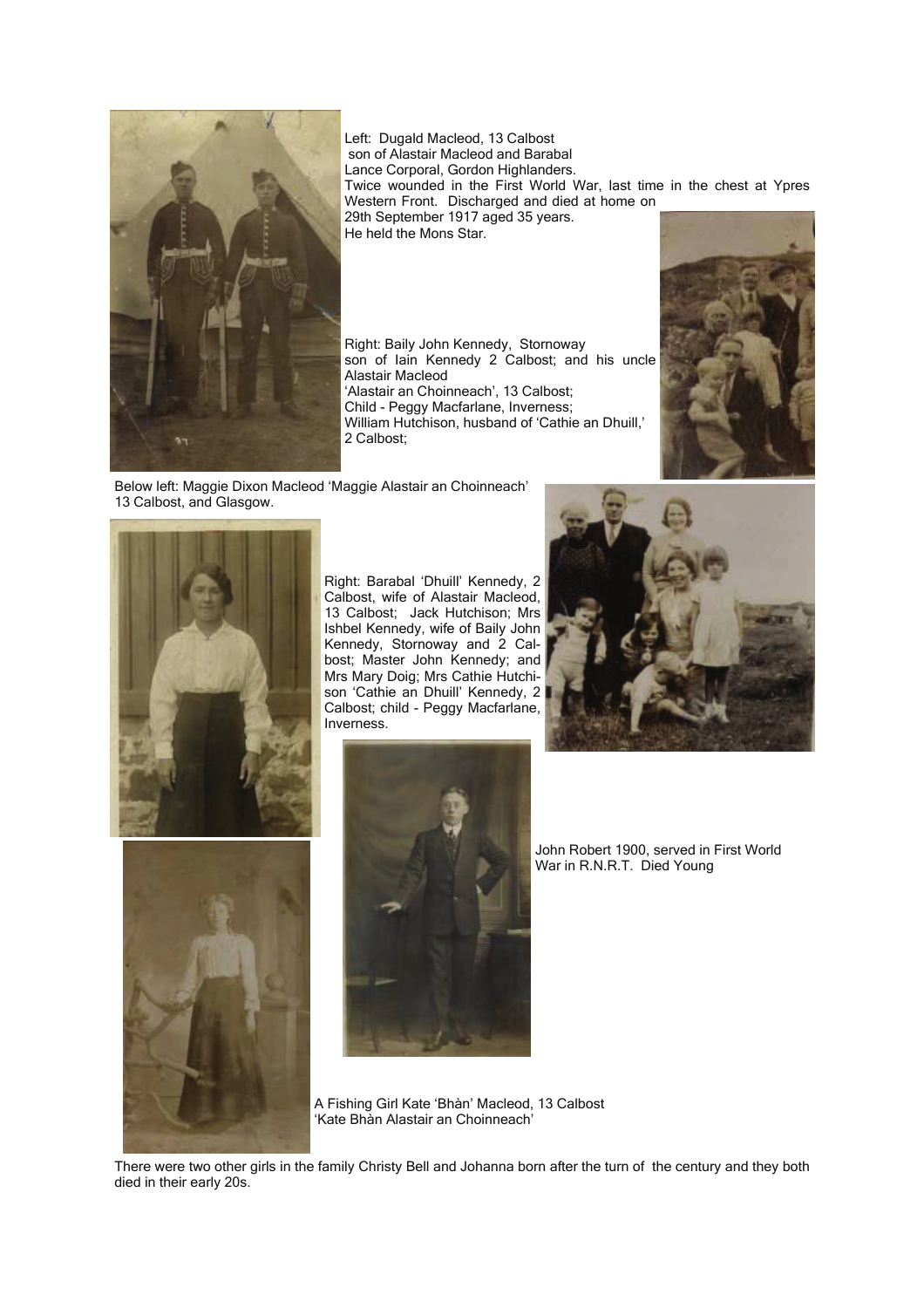Left: Dugald Macleod, 13 Calbost
son of Alastair Macleod and Barabal
Lance Corporal, Gordon Highlanders.
Twice wounded in the First World War, last time in the chest at Ypres Western Front. Discharged and died at home on 29th September 1917 aged 35 years.
He held the Mons Star.

Right: Baily John Kennedy, Stornoway son of Iain Kennedy 2 Calbost; and his uncle Alastair Macleod 'Alastair an Choinneach', 13 Calbost; Child - Peggy Macfarlane, Inverness; William Hutchison, husband of 'Cathie an Dhuill,' 2 Calbost;

Below left: Maggie Dixon Macleod 'Maggie Alastair an Choinneach' 13 Calbost, and Glasgow.

Right: Barabal 'Dhuill' Kennedy, 2 Calbost, wife of Alastair Macleod, 13 Calbost; Jack Hutchison; Mrs Ishbel Kennedy, wife of Baily John Kennedy, Stornoway and 2 Calbost; Master John Kennedy; and Mrs Mary Doig; Mrs Cathie Hutchison 'Cathie an Dhuill' Kennedy, 2 Calbost; child - Peggy Macfarlane, Inverness.

John Robert 1900, served in First World War in R.N.R.T. Died Young

A Fishing Girl Kate 'Bhàn' Macleod, 13 Calbost
'Kate Bhàn Alastair an Choinneach'

There were two other girls in the family Christy Bell and Johanna born after the turn of the century and they both died in their early 20s.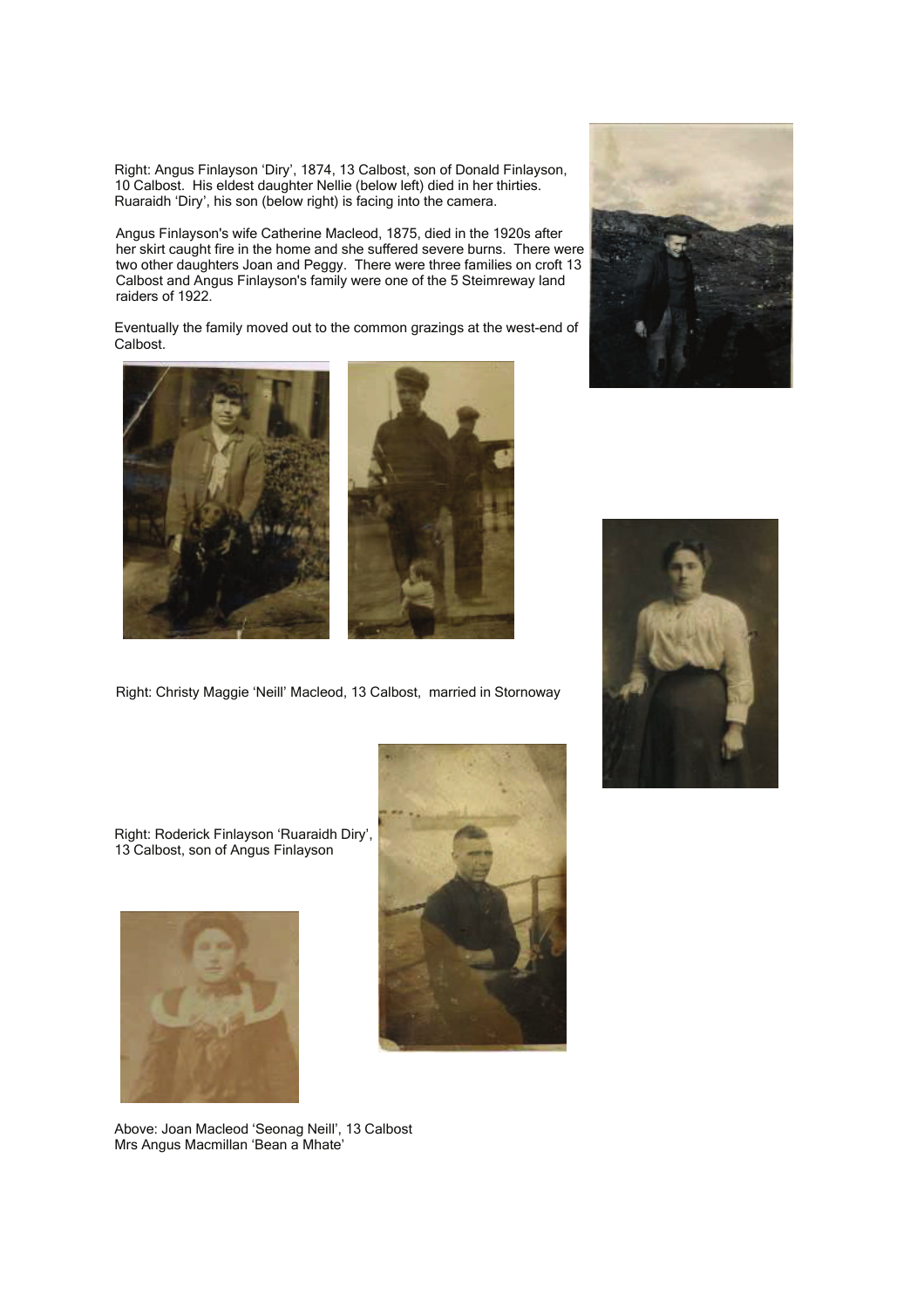Right: Angus Finlayson 'Diry', 1874, 13 Calbost, son of Donald Finlayson, 10 Calbost. His eldest daughter Nellie (below left) died in her thirties. Ruaraidh 'Diry', his son (below right) is facing into the camera.

Angus Finlayson's wife Catherine Macleod, 1875, died in the 1920s after her skirt caught fire in the home and she suffered severe burns. There were two other daughters Joan and Peggy. There were three families on croft 13 Calbost and Angus Finlayson's family were one of the 5 Steimreway land raiders of 1922.

Eventually the family moved out to the common grazings at the west-end of Calbost.

Right: Christy Maggie 'Neill' Macleod, 13 Calbost, married in Stornoway

Right: Roderick Finlayson 'Ruaraidh Diry', 13 Calbost, son of Angus Finlayson

Above: Joan Macleod 'Seonag Neill', 13 Calbost
Mrs Angus Macmillan 'Bean a Mhate'